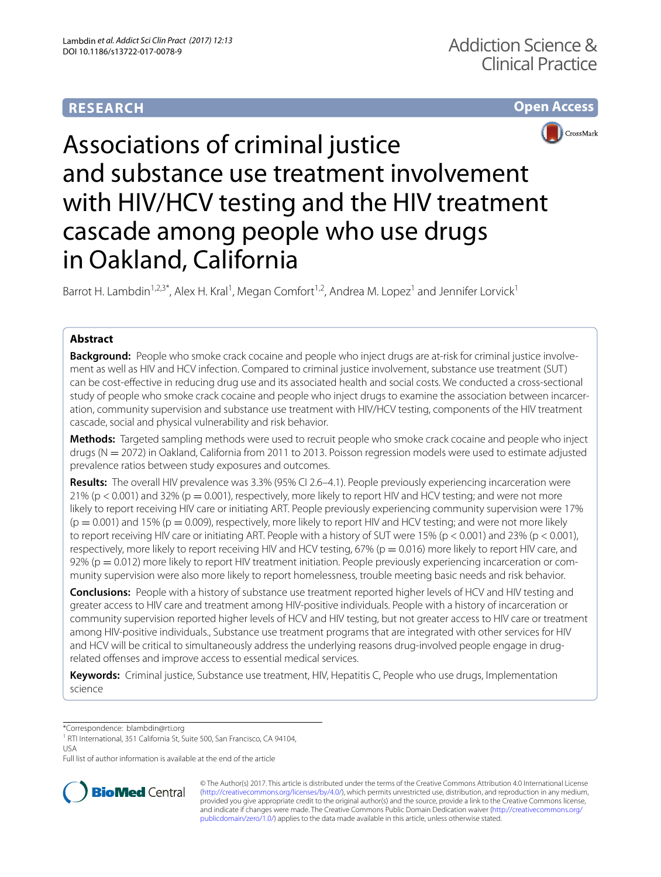**RESEARCH**

**Open Access**

# Associations of criminal justice and substance use treatment involvement with HIV/HCV testing and the HIV treatment cascade among people who use drugs in Oakland, California

Barrot H. Lambdin[1,2,3*], Alex H. Kral[1], Megan Comfort[1,2], Andrea M. Lopez[1] and Jennifer Lorvick[1]

## Abstract

**Background:** People who smoke crack cocaine and people who inject drugs are at-risk for criminal justice involvement as well as HIV and HCV infection. Compared to criminal justice involvement, substance use treatment (SUT) can be cost-effective in reducing drug use and its associated health and social costs. We conducted a cross-sectional study of people who smoke crack cocaine and people who inject drugs to examine the association between incarceration, community supervision and substance use treatment with HIV/HCV testing, components of the HIV treatment cascade, social and physical vulnerability and risk behavior.

**Methods:** Targeted sampling methods were used to recruit people who smoke crack cocaine and people who inject drugs (N = 2072) in Oakland, California from 2011 to 2013. Poisson regression models were used to estimate adjusted prevalence ratios between study exposures and outcomes.

**Results:** The overall HIV prevalence was 3.3% (95% CI 2.6–4.1). People previously experiencing incarceration were 21% ($p < 0.001$) and 32% ($p = 0.001$), respectively, more likely to report HIV and HCV testing; and were not more likely to report receiving HIV care or initiating ART. People previously experiencing community supervision were 17% ($p = 0.001$) and 15% ($p = 0.009$), respectively, more likely to report HIV and HCV testing; and were not more likely to report receiving HIV care or initiating ART. People with a history of SUT were 15% ($p < 0.001$) and 23% ($p < 0.001$), respectively, more likely to report receiving HIV and HCV testing, 67% ($p = 0.016$) more likely to report HIV care, and 92% ($p = 0.012$) more likely to report HIV treatment initiation. People previously experiencing incarceration or community supervision were also more likely to report homelessness, trouble meeting basic needs and risk behavior.

**Conclusions:** People with a history of substance use treatment reported higher levels of HCV and HIV testing and greater access to HIV care and treatment among HIV-positive individuals. People with a history of incarceration or community supervision reported higher levels of HCV and HIV testing, but not greater access to HIV care or treatment among HIV-positive individuals., Substance use treatment programs that are integrated with other services for HIV and HCV will be critical to simultaneously address the underlying reasons drug-involved people engage in drug-related offenses and improve access to essential medical services.

**Keywords:** Criminal justice, Substance use treatment, HIV, Hepatitis C, People who use drugs, Implementation science

*Correspondence: blambdin@rti.org
[1] RTI International, 351 California St, Suite 500, San Francisco, CA 94104, USA
Full list of author information is available at the end of the article

© The Author(s) 2017. This article is distributed under the terms of the Creative Commons Attribution 4.0 International License (http://creativecommons.org/licenses/by/4.0/), which permits unrestricted use, distribution, and reproduction in any medium, provided you give appropriate credit to the original author(s) and the source, provide a link to the Creative Commons license, and indicate if changes were made. The Creative Commons Public Domain Dedication waiver (http://creativecommons.org/publicdomain/zero/1.0/) applies to the data made available in this article, unless otherwise stated.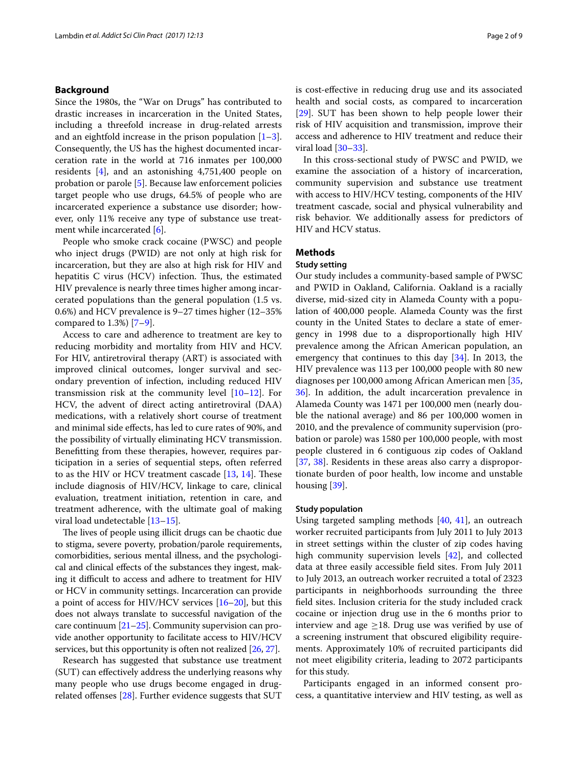## Background

Since the 1980s, the "War on Drugs" has contributed to drastic increases in incarceration in the United States, including a threefold increase in drug-related arrests and an eightfold increase in the prison population [1–3]. Consequently, the US has the highest documented incarceration rate in the world at 716 inmates per 100,000 residents [4], and an astonishing 4,751,400 people on probation or parole [5]. Because law enforcement policies target people who use drugs, 64.5% of people who are incarcerated experience a substance use disorder; however, only 11% receive any type of substance use treatment while incarcerated [6].

People who smoke crack cocaine (PWSC) and people who inject drugs (PWID) are not only at high risk for incarceration, but they are also at high risk for HIV and hepatitis C virus (HCV) infection. Thus, the estimated HIV prevalence is nearly three times higher among incarcerated populations than the general population (1.5 vs. 0.6%) and HCV prevalence is 9–27 times higher (12–35% compared to 1.3%) [7–9].

Access to care and adherence to treatment are key to reducing morbidity and mortality from HIV and HCV. For HIV, antiretroviral therapy (ART) is associated with improved clinical outcomes, longer survival and secondary prevention of infection, including reduced HIV transmission risk at the community level [10–12]. For HCV, the advent of direct acting antiretroviral (DAA) medications, with a relatively short course of treatment and minimal side effects, has led to cure rates of 90%, and the possibility of virtually eliminating HCV transmission. Benefitting from these therapies, however, requires participation in a series of sequential steps, often referred to as the HIV or HCV treatment cascade [13, 14]. These include diagnosis of HIV/HCV, linkage to care, clinical evaluation, treatment initiation, retention in care, and treatment adherence, with the ultimate goal of making viral load undetectable [13–15].

The lives of people using illicit drugs can be chaotic due to stigma, severe poverty, probation/parole requirements, comorbidities, serious mental illness, and the psychological and clinical effects of the substances they ingest, making it difficult to access and adhere to treatment for HIV or HCV in community settings. Incarceration can provide a point of access for HIV/HCV services [16–20], but this does not always translate to successful navigation of the care continuum [21–25]. Community supervision can provide another opportunity to facilitate access to HIV/HCV services, but this opportunity is often not realized [26, 27].

Research has suggested that substance use treatment (SUT) can effectively address the underlying reasons why many people who use drugs become engaged in drug-related offenses [28]. Further evidence suggests that SUT is cost-effective in reducing drug use and its associated health and social costs, as compared to incarceration [29]. SUT has been shown to help people lower their risk of HIV acquisition and transmission, improve their access and adherence to HIV treatment and reduce their viral load [30–33].

In this cross-sectional study of PWSC and PWID, we examine the association of a history of incarceration, community supervision and substance use treatment with access to HIV/HCV testing, components of the HIV treatment cascade, social and physical vulnerability and risk behavior. We additionally assess for predictors of HIV and HCV status.

## Methods

### Study setting

Our study includes a community-based sample of PWSC and PWID in Oakland, California. Oakland is a racially diverse, mid-sized city in Alameda County with a population of 400,000 people. Alameda County was the first county in the United States to declare a state of emergency in 1998 due to a disproportionally high HIV prevalence among the African American population, an emergency that continues to this day [34]. In 2013, the HIV prevalence was 113 per 100,000 people with 80 new diagnoses per 100,000 among African American men [35, 36]. In addition, the adult incarceration prevalence in Alameda County was 1471 per 100,000 men (nearly double the national average) and 86 per 100,000 women in 2010, and the prevalence of community supervision (probation or parole) was 1580 per 100,000 people, with most people clustered in 6 contiguous zip codes of Oakland [37, 38]. Residents in these areas also carry a disproportionate burden of poor health, low income and unstable housing [39].

### Study population

Using targeted sampling methods [40, 41], an outreach worker recruited participants from July 2011 to July 2013 in street settings within the cluster of zip codes having high community supervision levels [42], and collected data at three easily accessible field sites. From July 2011 to July 2013, an outreach worker recruited a total of 2323 participants in neighborhoods surrounding the three field sites. Inclusion criteria for the study included crack cocaine or injection drug use in the 6 months prior to interview and age ≥18. Drug use was verified by use of a screening instrument that obscured eligibility requirements. Approximately 10% of recruited participants did not meet eligibility criteria, leading to 2072 participants for this study.

Participants engaged in an informed consent process, a quantitative interview and HIV testing, as well as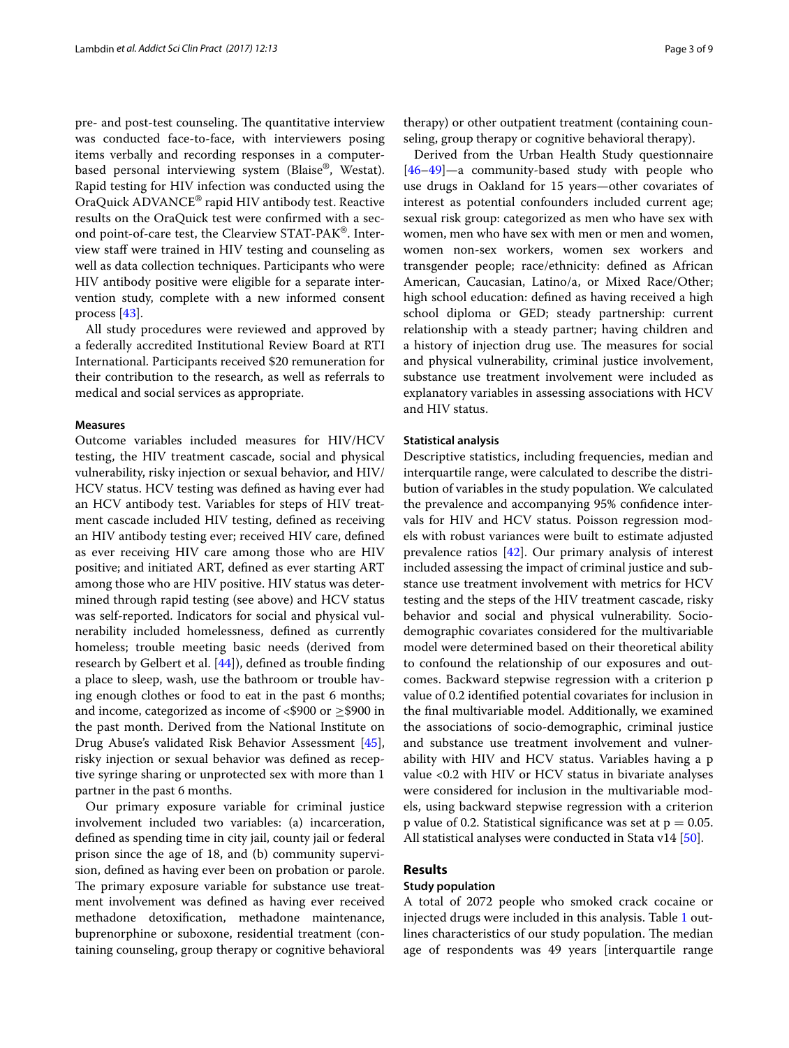pre- and post-test counseling. The quantitative interview was conducted face-to-face, with interviewers posing items verbally and recording responses in a computer-based personal interviewing system (Blaise®, Westat). Rapid testing for HIV infection was conducted using the OraQuick ADVANCE® rapid HIV antibody test. Reactive results on the OraQuick test were confirmed with a second point-of-care test, the Clearview STAT-PAK®. Interview staff were trained in HIV testing and counseling as well as data collection techniques. Participants who were HIV antibody positive were eligible for a separate intervention study, complete with a new informed consent process [43].

All study procedures were reviewed and approved by a federally accredited Institutional Review Board at RTI International. Participants received $20 remuneration for their contribution to the research, as well as referrals to medical and social services as appropriate.

### Measures

Outcome variables included measures for HIV/HCV testing, the HIV treatment cascade, social and physical vulnerability, risky injection or sexual behavior, and HIV/HCV status. HCV testing was defined as having ever had an HCV antibody test. Variables for steps of HIV treatment cascade included HIV testing, defined as receiving an HIV antibody testing ever; received HIV care, defined as ever receiving HIV care among those who are HIV positive; and initiated ART, defined as ever starting ART among those who are HIV positive. HIV status was determined through rapid testing (see above) and HCV status was self-reported. Indicators for social and physical vulnerability included homelessness, defined as currently homeless; trouble meeting basic needs (derived from research by Gelbert et al. [44]), defined as trouble finding a place to sleep, wash, use the bathroom or trouble having enough clothes or food to eat in the past 6 months; and income, categorized as income of <$900 or ≥$900 in the past month. Derived from the National Institute on Drug Abuse's validated Risk Behavior Assessment [45], risky injection or sexual behavior was defined as receptive syringe sharing or unprotected sex with more than 1 partner in the past 6 months.

Our primary exposure variable for criminal justice involvement included two variables: (a) incarceration, defined as spending time in city jail, county jail or federal prison since the age of 18, and (b) community supervision, defined as having ever been on probation or parole. The primary exposure variable for substance use treatment involvement was defined as having ever received methadone detoxification, methadone maintenance, buprenorphine or suboxone, residential treatment (containing counseling, group therapy or cognitive behavioral therapy) or other outpatient treatment (containing counseling, group therapy or cognitive behavioral therapy).

Derived from the Urban Health Study questionnaire [46–49]—a community-based study with people who use drugs in Oakland for 15 years—other covariates of interest as potential confounders included current age; sexual risk group: categorized as men who have sex with women, men who have sex with men or men and women, women non-sex workers, women sex workers and transgender people; race/ethnicity: defined as African American, Caucasian, Latino/a, or Mixed Race/Other; high school education: defined as having received a high school diploma or GED; steady partnership: current relationship with a steady partner; having children and a history of injection drug use. The measures for social and physical vulnerability, criminal justice involvement, substance use treatment involvement were included as explanatory variables in assessing associations with HCV and HIV status.

### Statistical analysis

Descriptive statistics, including frequencies, median and interquartile range, were calculated to describe the distribution of variables in the study population. We calculated the prevalence and accompanying 95% confidence intervals for HIV and HCV status. Poisson regression models with robust variances were built to estimate adjusted prevalence ratios [42]. Our primary analysis of interest included assessing the impact of criminal justice and substance use treatment involvement with metrics for HCV testing and the steps of the HIV treatment cascade, risky behavior and social and physical vulnerability. Socio-demographic covariates considered for the multivariable model were determined based on their theoretical ability to confound the relationship of our exposures and outcomes. Backward stepwise regression with a criterion p value of 0.2 identified potential covariates for inclusion in the final multivariable model. Additionally, we examined the associations of socio-demographic, criminal justice and substance use treatment involvement and vulnerability with HIV and HCV status. Variables having a p value <0.2 with HIV or HCV status in bivariate analyses were considered for inclusion in the multivariable models, using backward stepwise regression with a criterion p value of 0.2. Statistical significance was set at $p = 0.05$. All statistical analyses were conducted in Stata v14 [50].

## Results

### Study population

A total of 2072 people who smoked crack cocaine or injected drugs were included in this analysis. Table 1 outlines characteristics of our study population. The median age of respondents was 49 years [interquartile range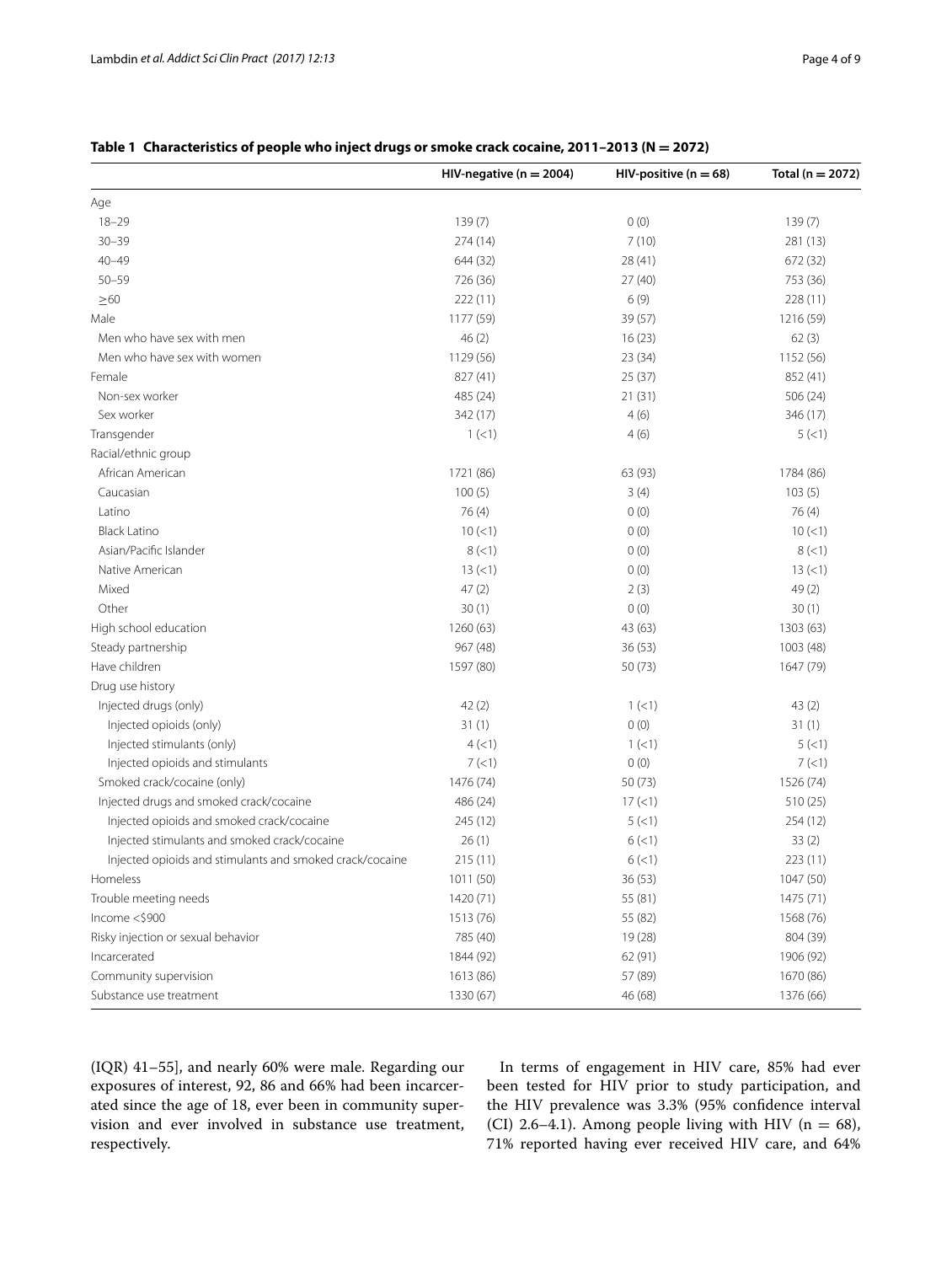**Table 1 Characteristics of people who inject drugs or smoke crack cocaine, 2011–2013 (N = 2072)**

| | HIV-negative (n = 2004) | HIV-positive (n = 68) | Total (n = 2072) |
|---|---|---|---|
| Age | | | |
| 18–29 | 139 (7) | 0 (0) | 139 (7) |
| 30–39 | 274 (14) | 7 (10) | 281 (13) |
| 40–49 | 644 (32) | 28 (41) | 672 (32) |
| 50–59 | 726 (36) | 27 (40) | 753 (36) |
| ≥60 | 222 (11) | 6 (9) | 228 (11) |
| Male | 1177 (59) | 39 (57) | 1216 (59) |
| Men who have sex with men | 46 (2) | 16 (23) | 62 (3) |
| Men who have sex with women | 1129 (56) | 23 (34) | 1152 (56) |
| Female | 827 (41) | 25 (37) | 852 (41) |
| Non-sex worker | 485 (24) | 21 (31) | 506 (24) |
| Sex worker | 342 (17) | 4 (6) | 346 (17) |
| Transgender | 1 (<1) | 4 (6) | 5 (<1) |
| Racial/ethnic group | | | |
| African American | 1721 (86) | 63 (93) | 1784 (86) |
| Caucasian | 100 (5) | 3 (4) | 103 (5) |
| Latino | 76 (4) | 0 (0) | 76 (4) |
| Black Latino | 10 (<1) | 0 (0) | 10 (<1) |
| Asian/Pacific Islander | 8 (<1) | 0 (0) | 8 (<1) |
| Native American | 13 (<1) | 0 (0) | 13 (<1) |
| Mixed | 47 (2) | 2 (3) | 49 (2) |
| Other | 30 (1) | 0 (0) | 30 (1) |
| High school education | 1260 (63) | 43 (63) | 1303 (63) |
| Steady partnership | 967 (48) | 36 (53) | 1003 (48) |
| Have children | 1597 (80) | 50 (73) | 1647 (79) |
| Drug use history | | | |
| Injected drugs (only) | 42 (2) | 1 (<1) | 43 (2) |
| Injected opioids (only) | 31 (1) | 0 (0) | 31 (1) |
| Injected stimulants (only) | 4 (<1) | 1 (<1) | 5 (<1) |
| Injected opioids and stimulants | 7 (<1) | 0 (0) | 7 (<1) |
| Smoked crack/cocaine (only) | 1476 (74) | 50 (73) | 1526 (74) |
| Injected drugs and smoked crack/cocaine | 486 (24) | 17 (<1) | 510 (25) |
| Injected opioids and smoked crack/cocaine | 245 (12) | 5 (<1) | 254 (12) |
| Injected stimulants and smoked crack/cocaine | 26 (1) | 6 (<1) | 33 (2) |
| Injected opioids and stimulants and smoked crack/cocaine | 215 (11) | 6 (<1) | 223 (11) |
| Homeless | 1011 (50) | 36 (53) | 1047 (50) |
| Trouble meeting needs | 1420 (71) | 55 (81) | 1475 (71) |
| Income <$900 | 1513 (76) | 55 (82) | 1568 (76) |
| Risky injection or sexual behavior | 785 (40) | 19 (28) | 804 (39) |
| Incarcerated | 1844 (92) | 62 (91) | 1906 (92) |
| Community supervision | 1613 (86) | 57 (89) | 1670 (86) |
| Substance use treatment | 1330 (67) | 46 (68) | 1376 (66) |

(IQR) 41–55], and nearly 60% were male. Regarding our exposures of interest, 92, 86 and 66% had been incarcerated since the age of 18, ever been in community supervision and ever involved in substance use treatment, respectively.

In terms of engagement in HIV care, 85% had ever been tested for HIV prior to study participation, and the HIV prevalence was 3.3% (95% confidence interval (CI) 2.6–4.1). Among people living with HIV (n = 68), 71% reported having ever received HIV care, and 64%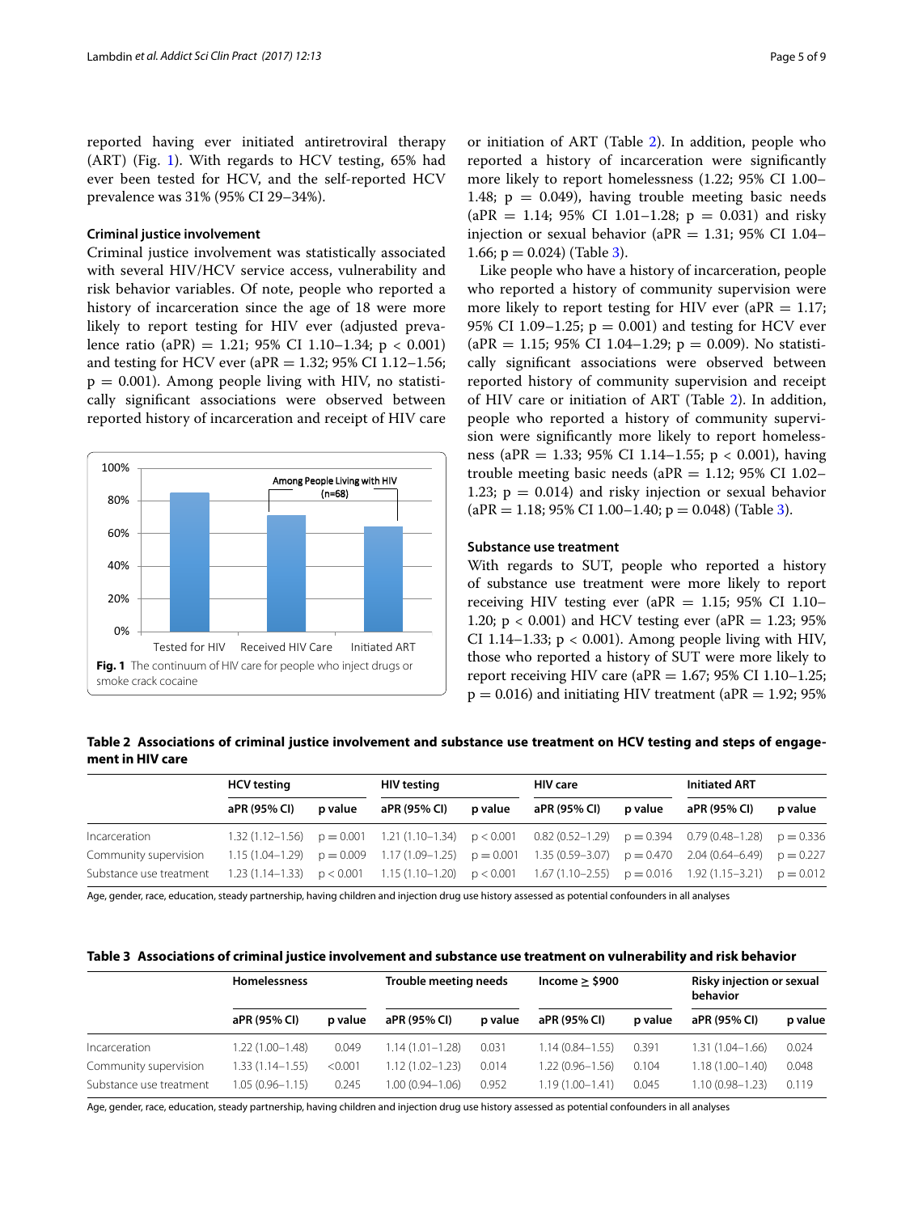reported having ever initiated antiretroviral therapy (ART) (Fig. 1). With regards to HCV testing, 65% had ever been tested for HCV, and the self-reported HCV prevalence was 31% (95% CI 29–34%).

### Criminal justice involvement

Criminal justice involvement was statistically associated with several HIV/HCV service access, vulnerability and risk behavior variables. Of note, people who reported a history of incarceration since the age of 18 were more likely to report testing for HIV ever (adjusted prevalence ratio (aPR) = 1.21; 95% CI 1.10–1.34; p < 0.001) and testing for HCV ever (aPR = 1.32; 95% CI 1.12–1.56; p = 0.001). Among people living with HIV, no statistically significant associations were observed between reported history of incarceration and receipt of HIV care or initiation of ART (Table 2). In addition, people who reported a history of incarceration were significantly more likely to report homelessness (1.22; 95% CI 1.00–1.48; p = 0.049), having trouble meeting basic needs (aPR = 1.14; 95% CI 1.01–1.28; p = 0.031) and risky injection or sexual behavior (aPR = 1.31; 95% CI 1.04–1.66; p = 0.024) (Table 3).

**Fig. 1** The continuum of HIV care for people who inject drugs or smoke crack cocaine

Like people who have a history of incarceration, people who reported a history of community supervision were more likely to report testing for HIV ever (aPR = 1.17; 95% CI 1.09–1.25; p = 0.001) and testing for HCV ever (aPR = 1.15; 95% CI 1.04–1.29; p = 0.009). No statistically significant associations were observed between reported history of community supervision and receipt of HIV care or initiation of ART (Table 2). In addition, people who reported a history of community supervision were significantly more likely to report homelessness (aPR = 1.33; 95% CI 1.14–1.55; p < 0.001), having trouble meeting basic needs (aPR = 1.12; 95% CI 1.02–1.23; p = 0.014) and risky injection or sexual behavior (aPR = 1.18; 95% CI 1.00–1.40; p = 0.048) (Table 3).

### Substance use treatment

With regards to SUT, people who reported a history of substance use treatment were more likely to report receiving HIV testing ever (aPR = 1.15; 95% CI 1.10–1.20; p < 0.001) and HCV testing ever (aPR = 1.23; 95% CI 1.14–1.33; p < 0.001). Among people living with HIV, those who reported a history of SUT were more likely to report receiving HIV care (aPR = 1.67; 95% CI 1.10–1.25; p = 0.016) and initiating HIV treatment (aPR = 1.92; 95%

**Table 2 Associations of criminal justice involvement and substance use treatment on HCV testing and steps of engagement in HIV care**

| | HCV testing | | HIV testing | | HIV care | | Initiated ART | |
|---|---|---|---|---|---|---|---|---|
| | aPR (95% CI) | p value | aPR (95% CI) | p value | aPR (95% CI) | p value | aPR (95% CI) | p value |
| Incarceration | 1.32 (1.12–1.56) | p = 0.001 | 1.21 (1.10–1.34) | p < 0.001 | 0.82 (0.52–1.29) | p = 0.394 | 0.79 (0.48–1.28) | p = 0.336 |
| Community supervision | 1.15 (1.04–1.29) | p = 0.009 | 1.17 (1.09–1.25) | p = 0.001 | 1.35 (0.59–3.07) | p = 0.470 | 2.04 (0.64–6.49) | p = 0.227 |
| Substance use treatment | 1.23 (1.14–1.33) | p < 0.001 | 1.15 (1.10–1.20) | p < 0.001 | 1.67 (1.10–2.55) | p = 0.016 | 1.92 (1.15–3.21) | p = 0.012 |

Age, gender, race, education, steady partnership, having children and injection drug use history assessed as potential confounders in all analyses

**Table 3 Associations of criminal justice involvement and substance use treatment on vulnerability and risk behavior**

| | Homelessness | | Trouble meeting needs | | Income ≥ $900 | | Risky injection or sexual behavior | |
|---|---|---|---|---|---|---|---|---|
| | aPR (95% CI) | p value | aPR (95% CI) | p value | aPR (95% CI) | p value | aPR (95% CI) | p value |
| Incarceration | 1.22 (1.00–1.48) | 0.049 | 1.14 (1.01–1.28) | 0.031 | 1.14 (0.84–1.55) | 0.391 | 1.31 (1.04–1.66) | 0.024 |
| Community supervision | 1.33 (1.14–1.55) | <0.001 | 1.12 (1.02–1.23) | 0.014 | 1.22 (0.96–1.56) | 0.104 | 1.18 (1.00–1.40) | 0.048 |
| Substance use treatment | 1.05 (0.96–1.15) | 0.245 | 1.00 (0.94–1.06) | 0.952 | 1.19 (1.00–1.41) | 0.045 | 1.10 (0.98–1.23) | 0.119 |

Age, gender, race, education, steady partnership, having children and injection drug use history assessed as potential confounders in all analyses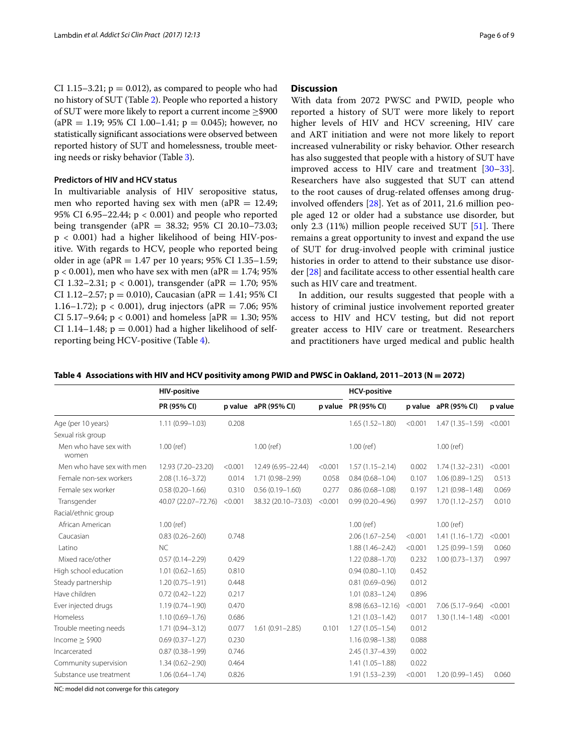CI 1.15–3.21; p = 0.012), as compared to people who had no history of SUT (Table 2). People who reported a history of SUT were more likely to report a current income ≥$900 (aPR = 1.19; 95% CI 1.00–1.41; p = 0.045); however, no statistically significant associations were observed between reported history of SUT and homelessness, trouble meeting needs or risky behavior (Table 3).

### Predictors of HIV and HCV status

In multivariable analysis of HIV seropositive status, men who reported having sex with men (aPR = 12.49; 95% CI 6.95–22.44; p < 0.001) and people who reported being transgender (aPR = 38.32; 95% CI 20.10–73.03; p < 0.001) had a higher likelihood of being HIV-positive. With regards to HCV, people who reported being older in age (aPR = 1.47 per 10 years; 95% CI 1.35–1.59; p < 0.001), men who have sex with men (aPR = 1.74; 95% CI 1.32–2.31; p < 0.001), transgender (aPR = 1.70; 95% CI 1.12–2.57; p = 0.010), Caucasian (aPR = 1.41; 95% CI 1.16–1.72); p < 0.001), drug injectors (aPR = 7.06; 95% CI 5.17–9.64; p < 0.001) and homeless [aPR = 1.30; 95% CI 1.14–1.48; p = 0.001) had a higher likelihood of self-reporting being HCV-positive (Table 4).

## Discussion

With data from 2072 PWSC and PWID, people who reported a history of SUT were more likely to report higher levels of HIV and HCV screening, HIV care and ART initiation and were not more likely to report increased vulnerability or risky behavior. Other research has also suggested that people with a history of SUT have improved access to HIV care and treatment [30–33]. Researchers have also suggested that SUT can attend to the root causes of drug-related offenses among drug-involved offenders [28]. Yet as of 2011, 21.6 million people aged 12 or older had a substance use disorder, but only 2.3 (11%) million people received SUT [51]. There remains a great opportunity to invest and expand the use of SUT for drug-involved people with criminal justice histories in order to attend to their substance use disorder [28] and facilitate access to other essential health care such as HIV care and treatment.

In addition, our results suggested that people with a history of criminal justice involvement reported greater access to HIV and HCV testing, but did not report greater access to HIV care or treatment. Researchers and practitioners have urged medical and public health

**Table 4 Associations with HIV and HCV positivity among PWID and PWSC in Oakland, 2011–2013 (N = 2072)**

| | HIV-positive | | | | HCV-positive | | | |
|---|---|---|---|---|---|---|---|---|
| | PR (95% CI) | p value | aPR (95% CI) | p value | PR (95% CI) | p value | aPR (95% CI) | p value |
| Age (per 10 years) | 1.11 (0.99–1.03) | 0.208 | | | 1.65 (1.52–1.80) | <0.001 | 1.47 (1.35–1.59) | <0.001 |
| Sexual risk group | | | | | | | | |
| Men who have sex with women | 1.00 (ref) | | 1.00 (ref) | | 1.00 (ref) | | 1.00 (ref) | |
| Men who have sex with men | 12.93 (7.20–23.20) | <0.001 | 12.49 (6.95–22.44) | <0.001 | 1.57 (1.15–2.14) | 0.002 | 1.74 (1.32–2.31) | <0.001 |
| Female non-sex workers | 2.08 (1.16–3.72) | 0.014 | 1.71 (0.98–2.99) | 0.058 | 0.84 (0.68–1.04) | 0.107 | 1.06 (0.89–1.25) | 0.513 |
| Female sex worker | 0.58 (0.20–1.66) | 0.310 | 0.56 (0.19–1.60) | 0.277 | 0.86 (0.68–1.08) | 0.197 | 1.21 (0.98–1.48) | 0.069 |
| Transgender | 40.07 (22.07–72.76) | <0.001 | 38.32 (20.10–73.03) | <0.001 | 0.99 (0.20–4.96) | 0.997 | 1.70 (1.12–2.57) | 0.010 |
| Racial/ethnic group | | | | | | | | |
| African American | 1.00 (ref) | | | | 1.00 (ref) | | 1.00 (ref) | |
| Caucasian | 0.83 (0.26–2.60) | 0.748 | | | 2.06 (1.67–2.54) | <0.001 | 1.41 (1.16–1.72) | <0.001 |
| Latino | NC | | | | 1.88 (1.46–2.42) | <0.001 | 1.25 (0.99–1.59) | 0.060 |
| Mixed race/other | 0.57 (0.14–2.29) | 0.429 | | | 1.22 (0.88–1.70) | 0.232 | 1.00 (0.73–1.37) | 0.997 |
| High school education | 1.01 (0.62–1.65) | 0.810 | | | 0.94 (0.80–1.10) | 0.452 | | |
| Steady partnership | 1.20 (0.75–1.91) | 0.448 | | | 0.81 (0.69–0.96) | 0.012 | | |
| Have children | 0.72 (0.42–1.22) | 0.217 | | | 1.01 (0.83–1.24) | 0.896 | | |
| Ever injected drugs | 1.19 (0.74–1.90) | 0.470 | | | 8.98 (6.63–12.16) | <0.001 | 7.06 (5.17–9.64) | <0.001 |
| Homeless | 1.10 (0.69–1.76) | 0.686 | | | 1.21 (1.03–1.42) | 0.017 | 1.30 (1.14–1.48) | <0.001 |
| Trouble meeting needs | 1.71 (0.94–3.12) | 0.077 | 1.61 (0.91–2.85) | 0.101 | 1.27 (1.05–1.54) | 0.012 | | |
| Income ≥ $900 | 0.69 (0.37–1.27) | 0.230 | | | 1.16 (0.98–1.38) | 0.088 | | |
| Incarcerated | 0.87 (0.38–1.99) | 0.746 | | | 2.45 (1.37–4.39) | 0.002 | | |
| Community supervision | 1.34 (0.62–2.90) | 0.464 | | | 1.41 (1.05–1.88) | 0.022 | | |
| Substance use treatment | 1.06 (0.64–1.74) | 0.826 | | | 1.91 (1.53–2.39) | <0.001 | 1.20 (0.99–1.45) | 0.060 |

NC: model did not converge for this category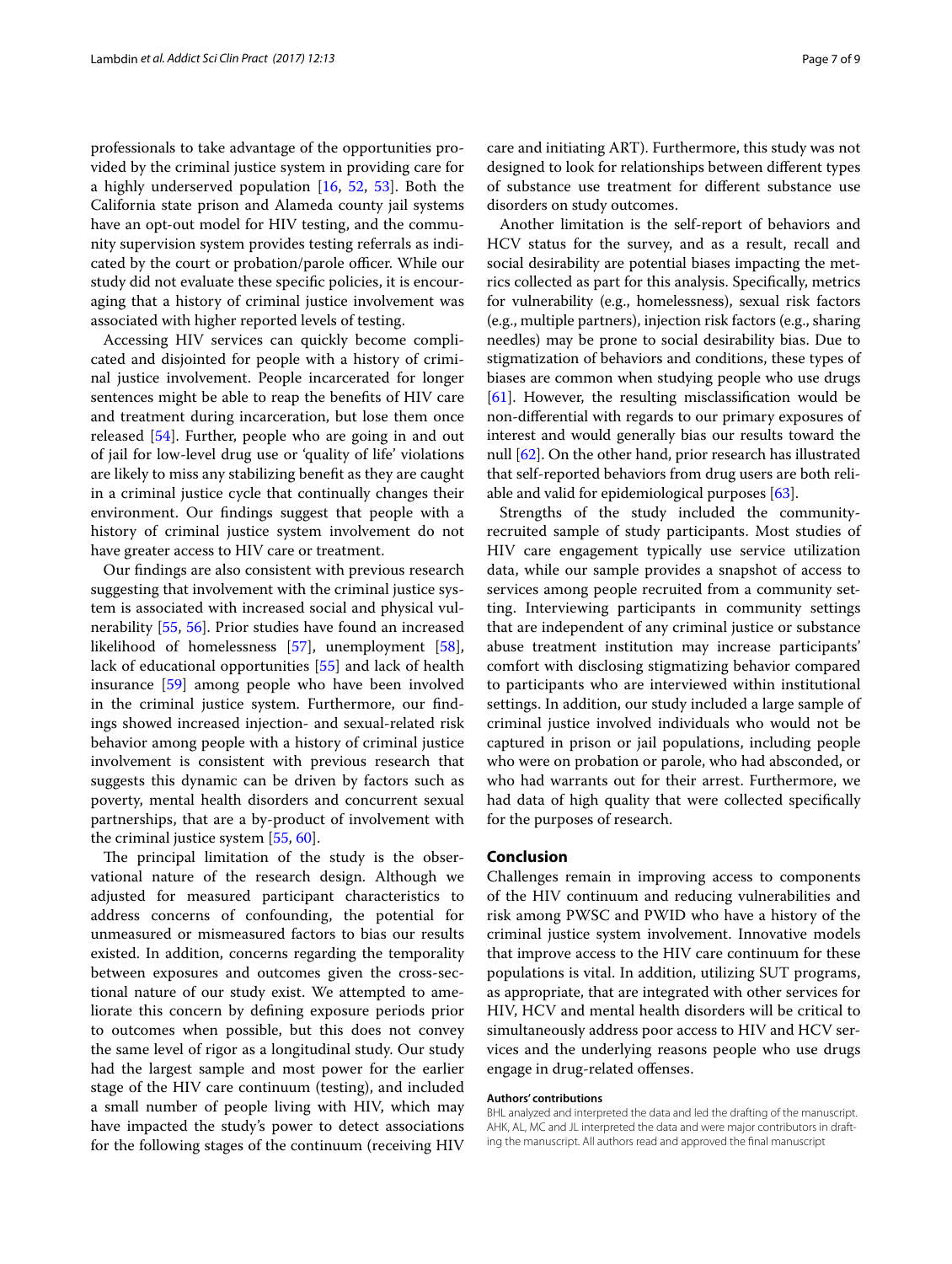professionals to take advantage of the opportunities provided by the criminal justice system in providing care for a highly underserved population [16, 52, 53]. Both the California state prison and Alameda county jail systems have an opt-out model for HIV testing, and the community supervision system provides testing referrals as indicated by the court or probation/parole officer. While our study did not evaluate these specific policies, it is encouraging that a history of criminal justice involvement was associated with higher reported levels of testing.

Accessing HIV services can quickly become complicated and disjointed for people with a history of criminal justice involvement. People incarcerated for longer sentences might be able to reap the benefits of HIV care and treatment during incarceration, but lose them once released [54]. Further, people who are going in and out of jail for low-level drug use or 'quality of life' violations are likely to miss any stabilizing benefit as they are caught in a criminal justice cycle that continually changes their environment. Our findings suggest that people with a history of criminal justice system involvement do not have greater access to HIV care or treatment.

Our findings are also consistent with previous research suggesting that involvement with the criminal justice system is associated with increased social and physical vulnerability [55, 56]. Prior studies have found an increased likelihood of homelessness [57], unemployment [58], lack of educational opportunities [55] and lack of health insurance [59] among people who have been involved in the criminal justice system. Furthermore, our findings showed increased injection- and sexual-related risk behavior among people with a history of criminal justice involvement is consistent with previous research that suggests this dynamic can be driven by factors such as poverty, mental health disorders and concurrent sexual partnerships, that are a by-product of involvement with the criminal justice system [55, 60].

The principal limitation of the study is the observational nature of the research design. Although we adjusted for measured participant characteristics to address concerns of confounding, the potential for unmeasured or mismeasured factors to bias our results existed. In addition, concerns regarding the temporality between exposures and outcomes given the cross-sectional nature of our study exist. We attempted to ameliorate this concern by defining exposure periods prior to outcomes when possible, but this does not convey the same level of rigor as a longitudinal study. Our study had the largest sample and most power for the earlier stage of the HIV care continuum (testing), and included a small number of people living with HIV, which may have impacted the study's power to detect associations for the following stages of the continuum (receiving HIV care and initiating ART). Furthermore, this study was not designed to look for relationships between different types of substance use treatment for different substance use disorders on study outcomes.

Another limitation is the self-report of behaviors and HCV status for the survey, and as a result, recall and social desirability are potential biases impacting the metrics collected as part for this analysis. Specifically, metrics for vulnerability (e.g., homelessness), sexual risk factors (e.g., multiple partners), injection risk factors (e.g., sharing needles) may be prone to social desirability bias. Due to stigmatization of behaviors and conditions, these types of biases are common when studying people who use drugs [61]. However, the resulting misclassification would be non-differential with regards to our primary exposures of interest and would generally bias our results toward the null [62]. On the other hand, prior research has illustrated that self-reported behaviors from drug users are both reliable and valid for epidemiological purposes [63].

Strengths of the study included the community-recruited sample of study participants. Most studies of HIV care engagement typically use service utilization data, while our sample provides a snapshot of access to services among people recruited from a community setting. Interviewing participants in community settings that are independent of any criminal justice or substance abuse treatment institution may increase participants' comfort with disclosing stigmatizing behavior compared to participants who are interviewed within institutional settings. In addition, our study included a large sample of criminal justice involved individuals who would not be captured in prison or jail populations, including people who were on probation or parole, who had absconded, or who had warrants out for their arrest. Furthermore, we had data of high quality that were collected specifically for the purposes of research.

## Conclusion

Challenges remain in improving access to components of the HIV continuum and reducing vulnerabilities and risk among PWSC and PWID who have a history of the criminal justice system involvement. Innovative models that improve access to the HIV care continuum for these populations is vital. In addition, utilizing SUT programs, as appropriate, that are integrated with other services for HIV, HCV and mental health disorders will be critical to simultaneously address poor access to HIV and HCV services and the underlying reasons people who use drugs engage in drug-related offenses.

#### Authors' contributions

BHL analyzed and interpreted the data and led the drafting of the manuscript. AHK, AL, MC and JL interpreted the data and were major contributors in drafting the manuscript. All authors read and approved the final manuscript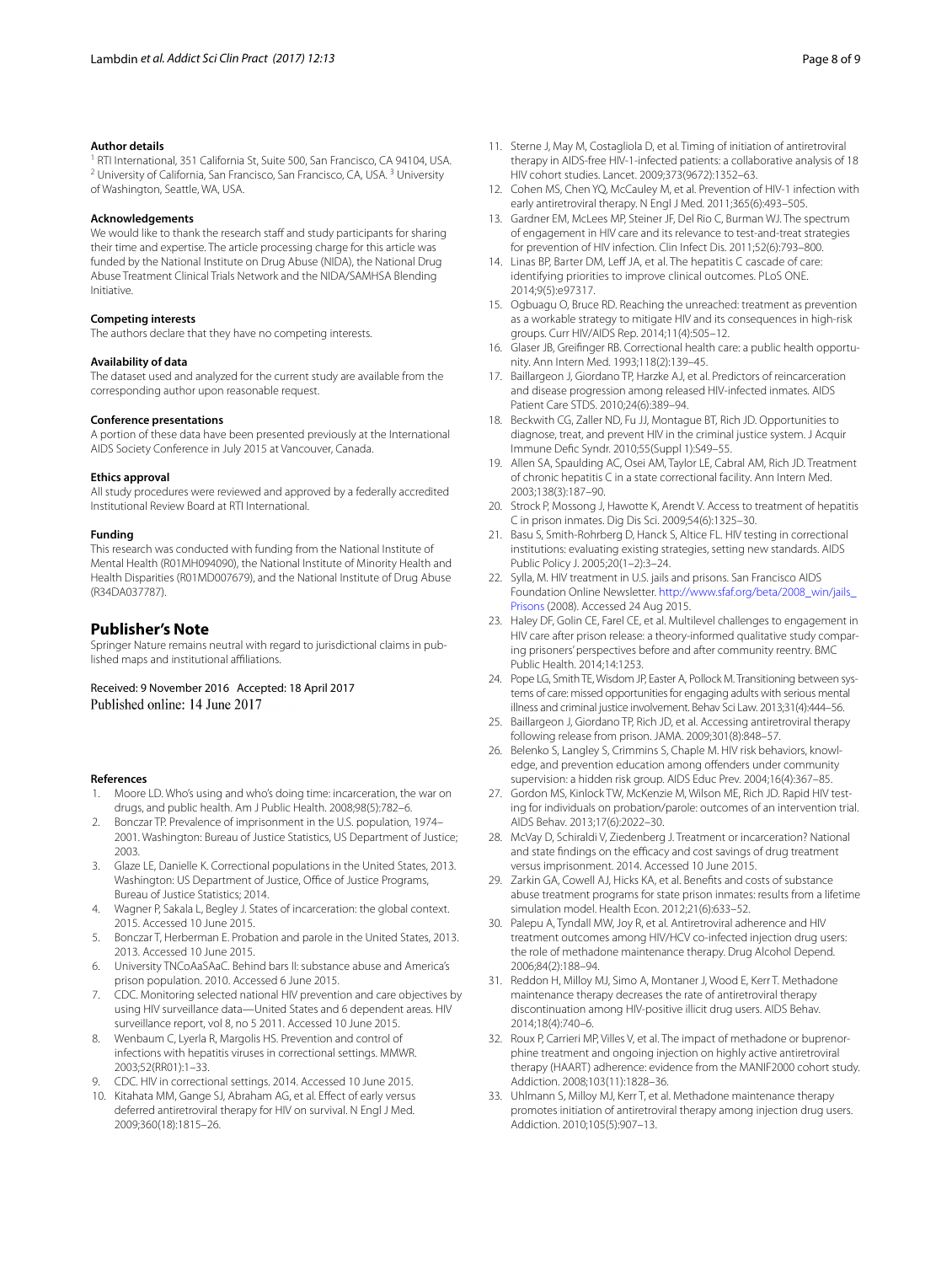#### Author details

[1] RTI International, 351 California St, Suite 500, San Francisco, CA 94104, USA. [2] University of California, San Francisco, San Francisco, CA, USA. [3] University of Washington, Seattle, WA, USA.

#### Acknowledgements

We would like to thank the research staff and study participants for sharing their time and expertise. The article processing charge for this article was funded by the National Institute on Drug Abuse (NIDA), the National Drug Abuse Treatment Clinical Trials Network and the NIDA/SAMHSA Blending Initiative.

#### Competing interests

The authors declare that they have no competing interests.

#### Availability of data

The dataset used and analyzed for the current study are available from the corresponding author upon reasonable request.

#### Conference presentations

A portion of these data have been presented previously at the International AIDS Society Conference in July 2015 at Vancouver, Canada.

#### Ethics approval

All study procedures were reviewed and approved by a federally accredited Institutional Review Board at RTI International.

#### Funding

This research was conducted with funding from the National Institute of Mental Health (R01MH094090), the National Institute of Minority Health and Health Disparities (R01MD007679), and the National Institute of Drug Abuse (R34DA037787).

## Publisher's Note

Springer Nature remains neutral with regard to jurisdictional claims in published maps and institutional affiliations.

Received: 9 November 2016 Accepted: 18 April 2017
Published online: 14 June 2017

#### References

1. Moore LD. Who's using and who's doing time: incarceration, the war on drugs, and public health. Am J Public Health. 2008;98(5):782–6.
2. Bonczar TP. Prevalence of imprisonment in the U.S. population, 1974–2001. Washington: Bureau of Justice Statistics, US Department of Justice; 2003.
3. Glaze LE, Danielle K. Correctional populations in the United States, 2013. Washington: US Department of Justice, Office of Justice Programs, Bureau of Justice Statistics; 2014.
4. Wagner P, Sakala L, Begley J. States of incarceration: the global context. 2015. Accessed 10 June 2015.
5. Bonczar T, Herberman E. Probation and parole in the United States, 2013. 2013. Accessed 10 June 2015.
6. University TNCoAaSAaC. Behind bars II: substance abuse and America's prison population. 2010. Accessed 6 June 2015.
7. CDC. Monitoring selected national HIV prevention and care objectives by using HIV surveillance data—United States and 6 dependent areas. HIV surveillance report, vol 8, no 5 2011. Accessed 10 June 2015.
8. Wenbaum C, Lyerla R, Margolis HS. Prevention and control of infections with hepatitis viruses in correctional settings. MMWR. 2003;52(RR01):1–33.
9. CDC. HIV in correctional settings. 2014. Accessed 10 June 2015.
10. Kitahata MM, Gange SJ, Abraham AG, et al. Effect of early versus deferred antiretroviral therapy for HIV on survival. N Engl J Med. 2009;360(18):1815–26.
11. Sterne J, May M, Costagliola D, et al. Timing of initiation of antiretroviral therapy in AIDS-free HIV-1-infected patients: a collaborative analysis of 18 HIV cohort studies. Lancet. 2009;373(9672):1352–63.
12. Cohen MS, Chen YQ, McCauley M, et al. Prevention of HIV-1 infection with early antiretroviral therapy. N Engl J Med. 2011;365(6):493–505.
13. Gardner EM, McLees MP, Steiner JF, Del Rio C, Burman WJ. The spectrum of engagement in HIV care and its relevance to test-and-treat strategies for prevention of HIV infection. Clin Infect Dis. 2011;52(6):793–800.
14. Linas BP, Barter DM, Leff JA, et al. The hepatitis C cascade of care: identifying priorities to improve clinical outcomes. PLoS ONE. 2014;9(5):e97317.
15. Ogbuagu O, Bruce RD. Reaching the unreached: treatment as prevention as a workable strategy to mitigate HIV and its consequences in high-risk groups. Curr HIV/AIDS Rep. 2014;11(4):505–12.
16. Glaser JB, Greifinger RB. Correctional health care: a public health opportunity. Ann Intern Med. 1993;118(2):139–45.
17. Baillargeon J, Giordano TP, Harzke AJ, et al. Predictors of reincarceration and disease progression among released HIV-infected inmates. AIDS Patient Care STDS. 2010;24(6):389–94.
18. Beckwith CG, Zaller ND, Fu JJ, Montague BT, Rich JD. Opportunities to diagnose, treat, and prevent HIV in the criminal justice system. J Acquir Immune Defic Syndr. 2010;55(Suppl 1):S49–55.
19. Allen SA, Spaulding AC, Osei AM, Taylor LE, Cabral AM, Rich JD. Treatment of chronic hepatitis C in a state correctional facility. Ann Intern Med. 2003;138(3):187–90.
20. Strock P, Mossong J, Hawotte K, Arendt V. Access to treatment of hepatitis C in prison inmates. Dig Dis Sci. 2009;54(6):1325–30.
21. Basu S, Smith-Rohrberg D, Hanck S, Altice FL. HIV testing in correctional institutions: evaluating existing strategies, setting new standards. AIDS Public Policy J. 2005;20(1–2):3–24.
22. Sylla, M. HIV treatment in U.S. jails and prisons. San Francisco AIDS Foundation Online Newsletter. http://www.sfaf.org/beta/2008_win/jails_Prisons (2008). Accessed 24 Aug 2015.
23. Haley DF, Golin CE, Farel CE, et al. Multilevel challenges to engagement in HIV care after prison release: a theory-informed qualitative study comparing prisoners' perspectives before and after community reentry. BMC Public Health. 2014;14:1253.
24. Pope LG, Smith TE, Wisdom JP, Easter A, Pollock M. Transitioning between systems of care: missed opportunities for engaging adults with serious mental illness and criminal justice involvement. Behav Sci Law. 2013;31(4):444–56.
25. Baillargeon J, Giordano TP, Rich JD, et al. Accessing antiretroviral therapy following release from prison. JAMA. 2009;301(8):848–57.
26. Belenko S, Langley S, Crimmins S, Chaple M. HIV risk behaviors, knowledge, and prevention education among offenders under community supervision: a hidden risk group. AIDS Educ Prev. 2004;16(4):367–85.
27. Gordon MS, Kinlock TW, McKenzie M, Wilson ME, Rich JD. Rapid HIV testing for individuals on probation/parole: outcomes of an intervention trial. AIDS Behav. 2013;17(6):2022–30.
28. McVay D, Schiraldi V, Ziedenberg J. Treatment or incarceration? National and state findings on the efficacy and cost savings of drug treatment versus imprisonment. 2014. Accessed 10 June 2015.
29. Zarkin GA, Cowell AJ, Hicks KA, et al. Benefits and costs of substance abuse treatment programs for state prison inmates: results from a lifetime simulation model. Health Econ. 2012;21(6):633–52.
30. Palepu A, Tyndall MW, Joy R, et al. Antiretroviral adherence and HIV treatment outcomes among HIV/HCV co-infected injection drug users: the role of methadone maintenance therapy. Drug Alcohol Depend. 2006;84(2):188–94.
31. Reddon H, Milloy MJ, Simo A, Montaner J, Wood E, Kerr T. Methadone maintenance therapy decreases the rate of antiretroviral therapy discontinuation among HIV-positive illicit drug users. AIDS Behav. 2014;18(4):740–6.
32. Roux P, Carrieri MP, Villes V, et al. The impact of methadone or buprenorphine treatment and ongoing injection on highly active antiretroviral therapy (HAART) adherence: evidence from the MANIF2000 cohort study. Addiction. 2008;103(11):1828–36.
33. Uhlmann S, Milloy MJ, Kerr T, et al. Methadone maintenance therapy promotes initiation of antiretroviral therapy among injection drug users. Addiction. 2010;105(5):907–13.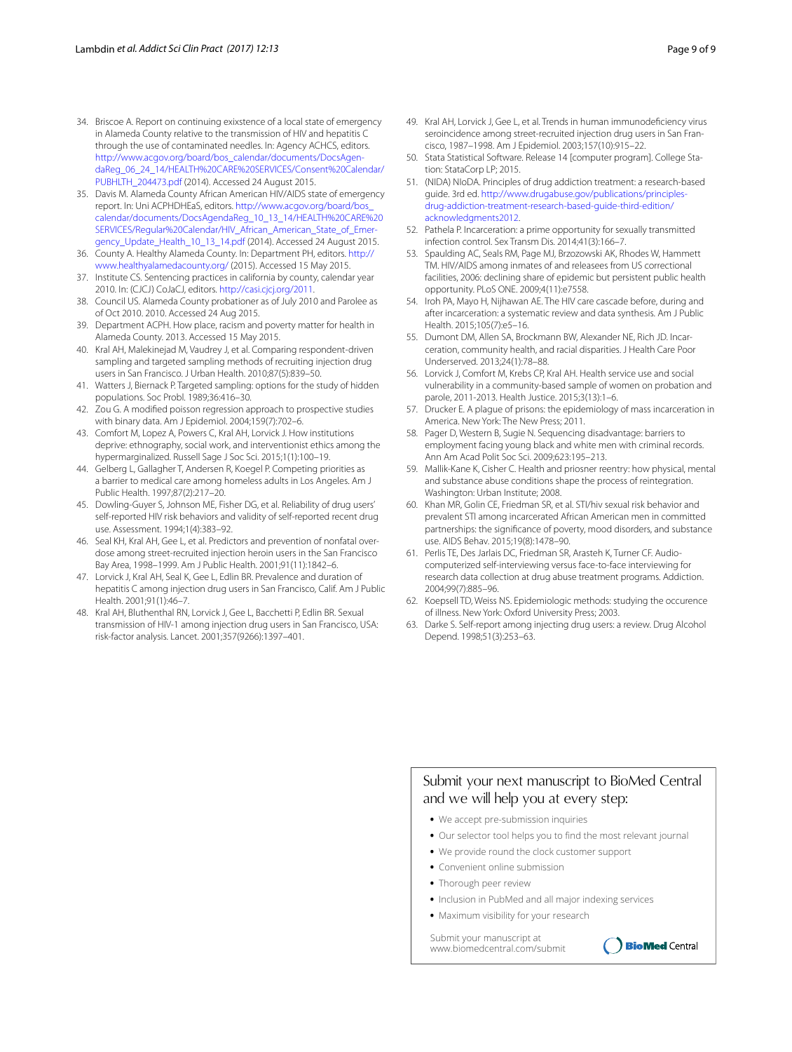34. Briscoe A. Report on continuing exixstence of a local state of emergency in Alameda County relative to the transmission of HIV and hepatitis C through the use of contaminated needles. In: Agency ACHCS, editors. http://www.acgov.org/board/bos_calendar/documents/DocsAgendaReg_06_24_14/HEALTH%20CARE%20SERVICES/Consent%20Calendar/PUBHLTH_204473.pdf (2014). Accessed 24 August 2015.
35. Davis M. Alameda County African American HIV/AIDS state of emergency report. In: Uni ACPHDHEaS, editors. http://www.acgov.org/board/bos_calendar/documents/DocsAgendaReg_10_13_14/HEALTH%20CARE%20SERVICES/Regular%20Calendar/HIV_African_American_State_of_Emergency_Update_Health_10_13_14.pdf (2014). Accessed 24 August 2015.
36. County A. Healthy Alameda County. In: Department PH, editors. http://www.healthyalamedacounty.org/ (2015). Accessed 15 May 2015.
37. Institute CS. Sentencing practices in california by county, calendar year 2010. In: (CJCJ) CoJaCJ, editors. http://casi.cjcj.org/2011.
38. Council US. Alameda County probationer as of July 2010 and Parolee as of Oct 2010. 2010. Accessed 24 Aug 2015.
39. Department ACPH. How place, racism and poverty matter for health in Alameda County. 2013. Accessed 15 May 2015.
40. Kral AH, Malekinejad M, Vaudrey J, et al. Comparing respondent-driven sampling and targeted sampling methods of recruiting injection drug users in San Francisco. J Urban Health. 2010;87(5):839–50.
41. Watters J, Biernack P. Targeted sampling: options for the study of hidden populations. Soc Probl. 1989;36:416–30.
42. Zou G. A modified poisson regression approach to prospective studies with binary data. Am J Epidemiol. 2004;159(7):702–6.
43. Comfort M, Lopez A, Powers C, Kral AH, Lorvick J. How institutions deprive: ethnography, social work, and interventionist ethics among the hypermarginalized. Russell Sage J Soc Sci. 2015;1(1):100–19.
44. Gelberg L, Gallagher T, Andersen R, Koegel P. Competing priorities as a barrier to medical care among homeless adults in Los Angeles. Am J Public Health. 1997;87(2):217–20.
45. Dowling-Guyer S, Johnson ME, Fisher DG, et al. Reliability of drug users' self-reported HIV risk behaviors and validity of self-reported recent drug use. Assessment. 1994;1(4):383–92.
46. Seal KH, Kral AH, Gee L, et al. Predictors and prevention of nonfatal overdose among street-recruited injection heroin users in the San Francisco Bay Area, 1998–1999. Am J Public Health. 2001;91(11):1842–6.
47. Lorvick J, Kral AH, Seal K, Gee L, Edlin BR. Prevalence and duration of hepatitis C among injection drug users in San Francisco, Calif. Am J Public Health. 2001;91(1):46–7.
48. Kral AH, Bluthenthal RN, Lorvick J, Gee L, Bacchetti P, Edlin BR. Sexual transmission of HIV-1 among injection drug users in San Francisco, USA: risk-factor analysis. Lancet. 2001;357(9266):1397–401.
49. Kral AH, Lorvick J, Gee L, et al. Trends in human immunodeficiency virus seroincidence among street-recruited injection drug users in San Francisco, 1987–1998. Am J Epidemiol. 2003;157(10):915–22.
50. Stata Statistical Software. Release 14 [computer program]. College Station: StataCorp LP; 2015.
51. (NIDA) NIoDA. Principles of drug addiction treatment: a research-based guide. 3rd ed. http://www.drugabuse.gov/publications/principles-drug-addiction-treatment-research-based-guide-third-edition/acknowledgments2012.
52. Pathela P. Incarceration: a prime opportunity for sexually transmitted infection control. Sex Transm Dis. 2014;41(3):166–7.
53. Spaulding AC, Seals RM, Page MJ, Brzozowski AK, Rhodes W, Hammett TM. HIV/AIDS among inmates of and releasees from US correctional facilities, 2006: declining share of epidemic but persistent public health opportunity. PLoS ONE. 2009;4(11):e7558.
54. Iroh PA, Mayo H, Nijhawan AE. The HIV care cascade before, during and after incarceration: a systematic review and data synthesis. Am J Public Health. 2015;105(7):e5–16.
55. Dumont DM, Allen SA, Brockmann BW, Alexander NE, Rich JD. Incarceration, community health, and racial disparities. J Health Care Poor Underserved. 2013;24(1):78–88.
56. Lorvick J, Comfort M, Krebs CP, Kral AH. Health service use and social vulnerability in a community-based sample of women on probation and parole, 2011-2013. Health Justice. 2015;3(13):1–6.
57. Drucker E. A plague of prisons: the epidemiology of mass incarceration in America. New York: The New Press; 2011.
58. Pager D, Western B, Sugie N. Sequencing disadvantage: barriers to employment facing young black and white men with criminal records. Ann Am Acad Polit Soc Sci. 2009;623:195–213.
59. Mallik-Kane K, Cisher C. Health and priosner reentry: how physical, mental and substance abuse conditions shape the process of reintegration. Washington: Urban Institute; 2008.
60. Khan MR, Golin CE, Friedman SR, et al. STI/hiv sexual risk behavior and prevalent STI among incarcerated African American men in committed partnerships: the significance of poverty, mood disorders, and substance use. AIDS Behav. 2015;19(8):1478–90.
61. Perlis TE, Des Jarlais DC, Friedman SR, Arasteh K, Turner CF. Audio-computerized self-interviewing versus face-to-face interviewing for research data collection at drug abuse treatment programs. Addiction. 2004;99(7):885–96.
62. Koepsell TD, Weiss NS. Epidemiologic methods: studying the occurence of illness. New York: Oxford University Press; 2003.
63. Darke S. Self-report among injecting drug users: a review. Drug Alcohol Depend. 1998;51(3):253–63.

Submit your next manuscript to BioMed Central and we will help you at every step:

- We accept pre-submission inquiries
- Our selector tool helps you to find the most relevant journal
- We provide round the clock customer support
- Convenient online submission
- Thorough peer review
- Inclusion in PubMed and all major indexing services
- Maximum visibility for your research

Submit your manuscript at www.biomedcentral.com/submit

BioMed Central